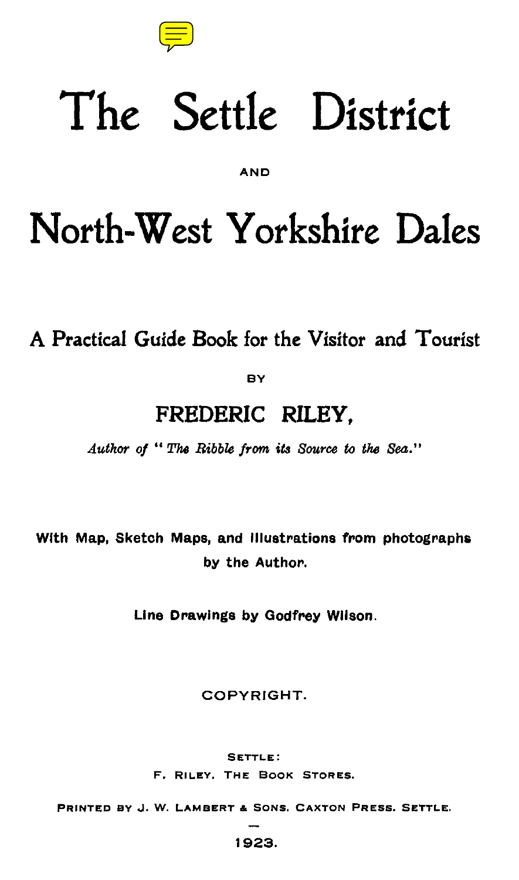# The Settle District

AND

# North-West Yorkshire Dales

## A Practical Guide Book for the Visitor and Tourist

BY

### FREDERIC RILEY,

*Author of "The Ribble from its Source to the Sea."*

**With Map, Sketch Maps, and Illustrations from photographs by the Author.**

**Line Drawings by Godfrey Wilson.**

COPYRIGHT.

SETTLE:
F. RILEY. THE BOOK STORES.

PRINTED BY J. W. LAMBERT & SONS. CAXTON PRESS. SETTLE.

1923.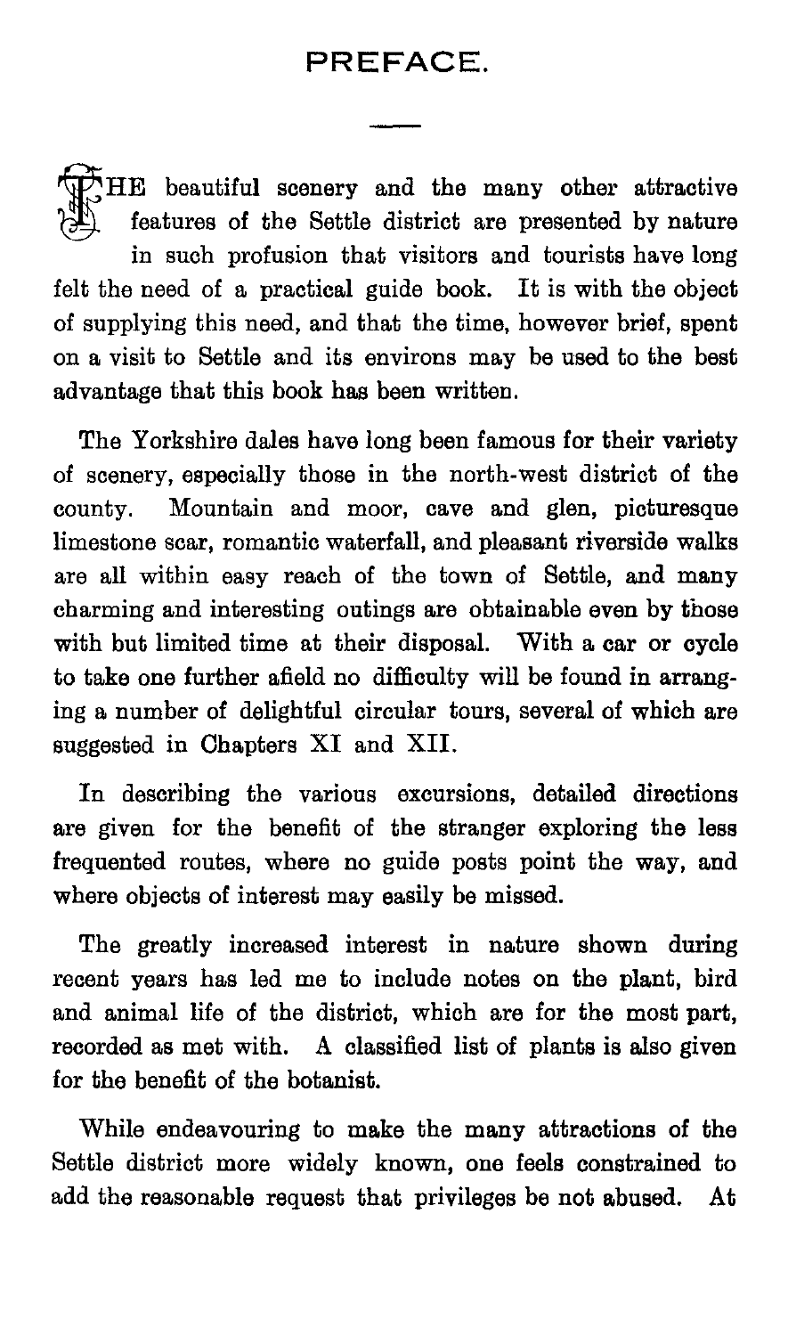# PREFACE.

THE beautiful scenery and the many other attractive features of the Settle district are presented by nature in such profusion that visitors and tourists have long felt the need of a practical guide book. It is with the object of supplying this need, and that the time, however brief, spent on a visit to Settle and its environs may be used to the best advantage that this book has been written.

The Yorkshire dales have long been famous for their variety of scenery, especially those in the north-west district of the county. Mountain and moor, cave and glen, picturesque limestone scar, romantic waterfall, and pleasant riverside walks are all within easy reach of the town of Settle, and many charming and interesting outings are obtainable even by those with but limited time at their disposal. With a car or cycle to take one further afield no difficulty will be found in arranging a number of delightful circular tours, several of which are suggested in Chapters XI and XII.

In describing the various excursions, detailed directions are given for the benefit of the stranger exploring the less frequented routes, where no guide posts point the way, and where objects of interest may easily be missed.

The greatly increased interest in nature shown during recent years has led me to include notes on the plant, bird and animal life of the district, which are for the most part, recorded as met with. A classified list of plants is also given for the benefit of the botanist.

While endeavouring to make the many attractions of the Settle district more widely known, one feels constrained to add the reasonable request that privileges be not abused. At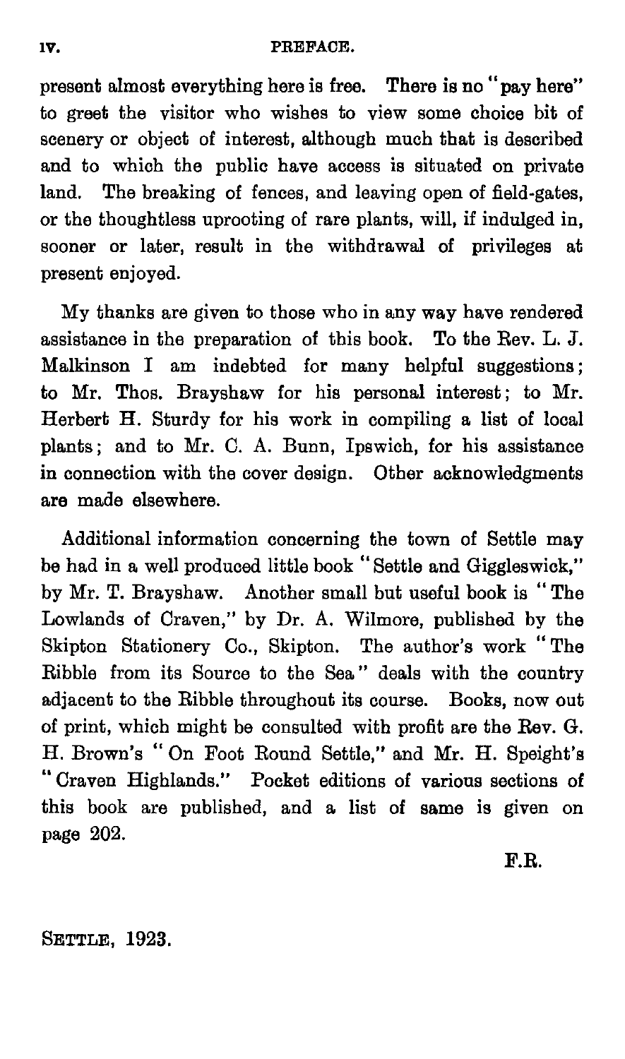present almost everything here is free. There is no "pay here" to greet the visitor who wishes to view some choice bit of scenery or object of interest, although much that is described and to which the public have access is situated on private land. The breaking of fences, and leaving open of field-gates, or the thoughtless uprooting of rare plants, will, if indulged in, sooner or later, result in the withdrawal of privileges at present enjoyed.

My thanks are given to those who in any way have rendered assistance in the preparation of this book. To the Rev. L. J. Malkinson I am indebted for many helpful suggestions; to Mr. Thos. Brayshaw for his personal interest; to Mr. Herbert H. Sturdy for his work in compiling a list of local plants; and to Mr. C. A. Bunn, Ipswich, for his assistance in connection with the cover design. Other acknowledgments are made elsewhere.

Additional information concerning the town of Settle may be had in a well produced little book "Settle and Giggleswick," by Mr. T. Brayshaw. Another small but useful book is "The Lowlands of Craven," by Dr. A. Wilmore, published by the Skipton Stationery Co., Skipton. The author's work "The Ribble from its Source to the Sea" deals with the country adjacent to the Ribble throughout its course. Books, now out of print, which might be consulted with profit are the Rev. G. H. Brown's "On Foot Round Settle," and Mr. H. Speight's "Craven Highlands." Pocket editions of various sections of this book are published, and a list of same is given on page 202.

F.R.

SETTLE, 1923.